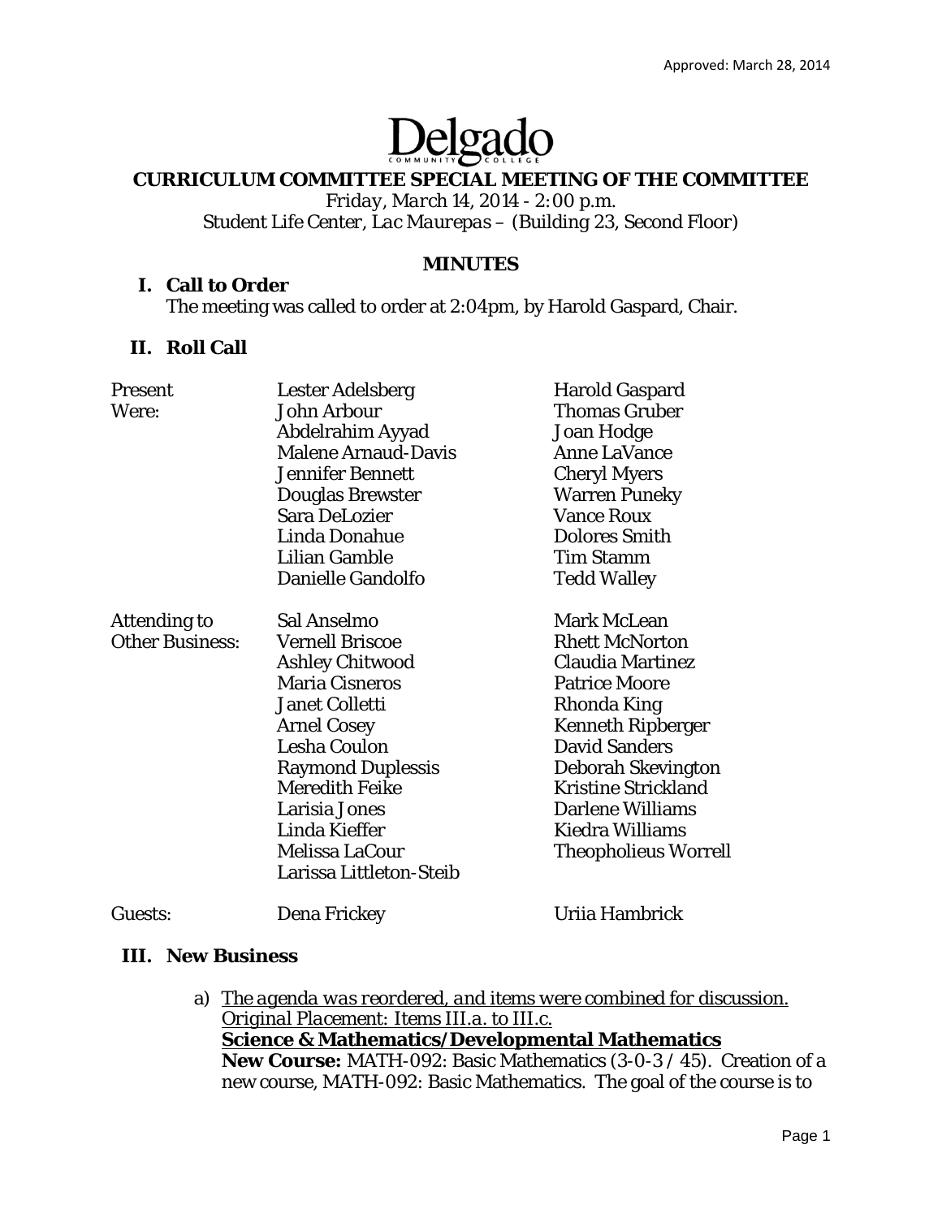Approved: March 28, 2014

Delgado Community College

# CURRICULUM COMMITTEE SPECIAL MEETING OF THE COMMITTEE

*Friday, March 14, 2014 - 2:00 p.m.*
Student Life Center, *Lac Maurepas* – (Building 23, Second Floor)

## MINUTES

### I. Call to Order

The meeting was called to order at 2:04pm, by Harold Gaspard, Chair.

### II. Roll Call

| | | |
|---|---|---|
| Present Were: | Lester Adelsberg | Harold Gaspard |
| | John Arbour | Thomas Gruber |
| | Abdelrahim Ayyad | Joan Hodge |
| | Malene Arnaud-Davis | Anne LaVance |
| | Jennifer Bennett | Cheryl Myers |
| | Douglas Brewster | Warren Puneky |
| | Sara DeLozier | Vance Roux |
| | Linda Donahue | Dolores Smith |
| | Lilian Gamble | Tim Stamm |
| | Danielle Gandolfo | Tedd Walley |
| Attending to Other Business: | Sal Anselmo | Mark McLean |
| | Vernell Briscoe | Rhett McNorton |
| | Ashley Chitwood | Claudia Martinez |
| | Maria Cisneros | Patrice Moore |
| | Janet Colletti | Rhonda King |
| | Arnel Cosey | Kenneth Ripberger |
| | Lesha Coulon | David Sanders |
| | Raymond Duplessis | Deborah Skevington |
| | Meredith Feike | Kristine Strickland |
| | Larisia Jones | Darlene Williams |
| | Linda Kieffer | Kiedra Williams |
| | Melissa LaCour | Theopholieus Worrell |
| | Larissa Littleton-Steib | |
| Guests: | Dena Frickey | Uriia Hambrick |

### III. New Business

a) *The agenda was reordered, and items were combined for discussion. Original Placement: Items III.a. to III.c.*
**Science & Mathematics/Developmental Mathematics**
**New Course:** MATH-092: Basic Mathematics (3-0-3 / 45). Creation of a new course, MATH-092: Basic Mathematics. The goal of the course is to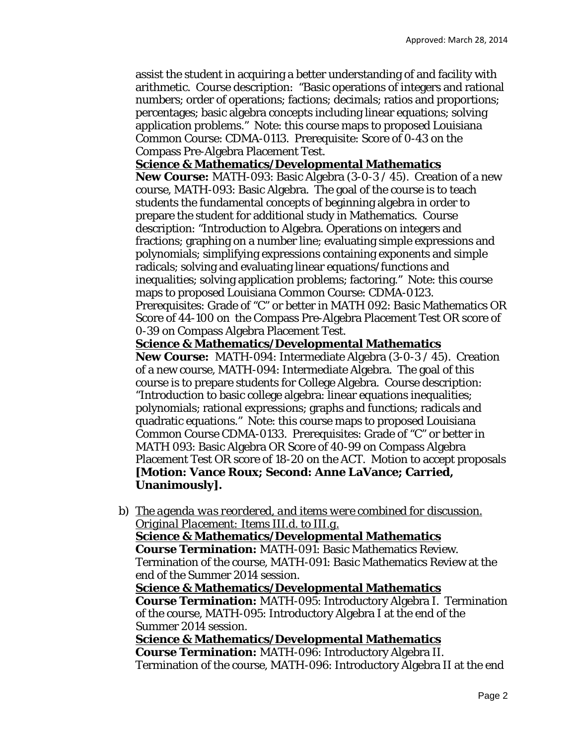assist the student in acquiring a better understanding of and facility with arithmetic. Course description: "Basic operations of integers and rational numbers; order of operations; factions; decimals; ratios and proportions; percentages; basic algebra concepts including linear equations; solving application problems." Note: this course maps to proposed Louisiana Common Course: CDMA-0113. Prerequisite: Score of 0-43 on the Compass Pre-Algebra Placement Test.

**<u>Science & Mathematics/Developmental Mathematics</u>**
**New Course:** MATH-093: Basic Algebra (3-0-3 / 45). Creation of a new course, MATH-093: Basic Algebra. The goal of the course is to teach students the fundamental concepts of beginning algebra in order to prepare the student for additional study in Mathematics. Course description: "Introduction to Algebra. Operations on integers and fractions; graphing on a number line; evaluating simple expressions and polynomials; simplifying expressions containing exponents and simple radicals; solving and evaluating linear equations/functions and inequalities; solving application problems; factoring." Note: this course maps to proposed Louisiana Common Course: CDMA-0123. Prerequisites: Grade of "C" or better in MATH 092: Basic Mathematics OR Score of 44-100 on the Compass Pre-Algebra Placement Test OR score of 0-39 on Compass Algebra Placement Test.

**<u>Science & Mathematics/Developmental Mathematics</u>**
**New Course:** MATH-094: Intermediate Algebra (3-0-3 / 45). Creation of a new course, MATH-094: Intermediate Algebra. The goal of this course is to prepare students for College Algebra. Course description: "Introduction to basic college algebra: linear equations inequalities; polynomials; rational expressions; graphs and functions; radicals and quadratic equations." Note: this course maps to proposed Louisiana Common Course CDMA-0133. Prerequisites: Grade of "C" or better in MATH 093: Basic Algebra OR Score of 40-99 on Compass Algebra Placement Test OR score of 18-20 on the ACT. Motion to accept proposals **[Motion: Vance Roux; Second: Anne LaVance; Carried, Unanimously].**

b) <u>*The agenda was reordered, and items were combined for discussion. Original Placement: Items III.d. to III.g.*</u>
**<u>Science & Mathematics/Developmental Mathematics</u>**
**Course Termination:** MATH-091: Basic Mathematics Review. Termination of the course, MATH-091: Basic Mathematics Review at the end of the Summer 2014 session.
**<u>Science & Mathematics/Developmental Mathematics</u>**
**Course Termination:** MATH-095: Introductory Algebra I. Termination of the course, MATH-095: Introductory Algebra I at the end of the Summer 2014 session.
**<u>Science & Mathematics/Developmental Mathematics</u>**
**Course Termination:** MATH-096: Introductory Algebra II. Termination of the course, MATH-096: Introductory Algebra II at the end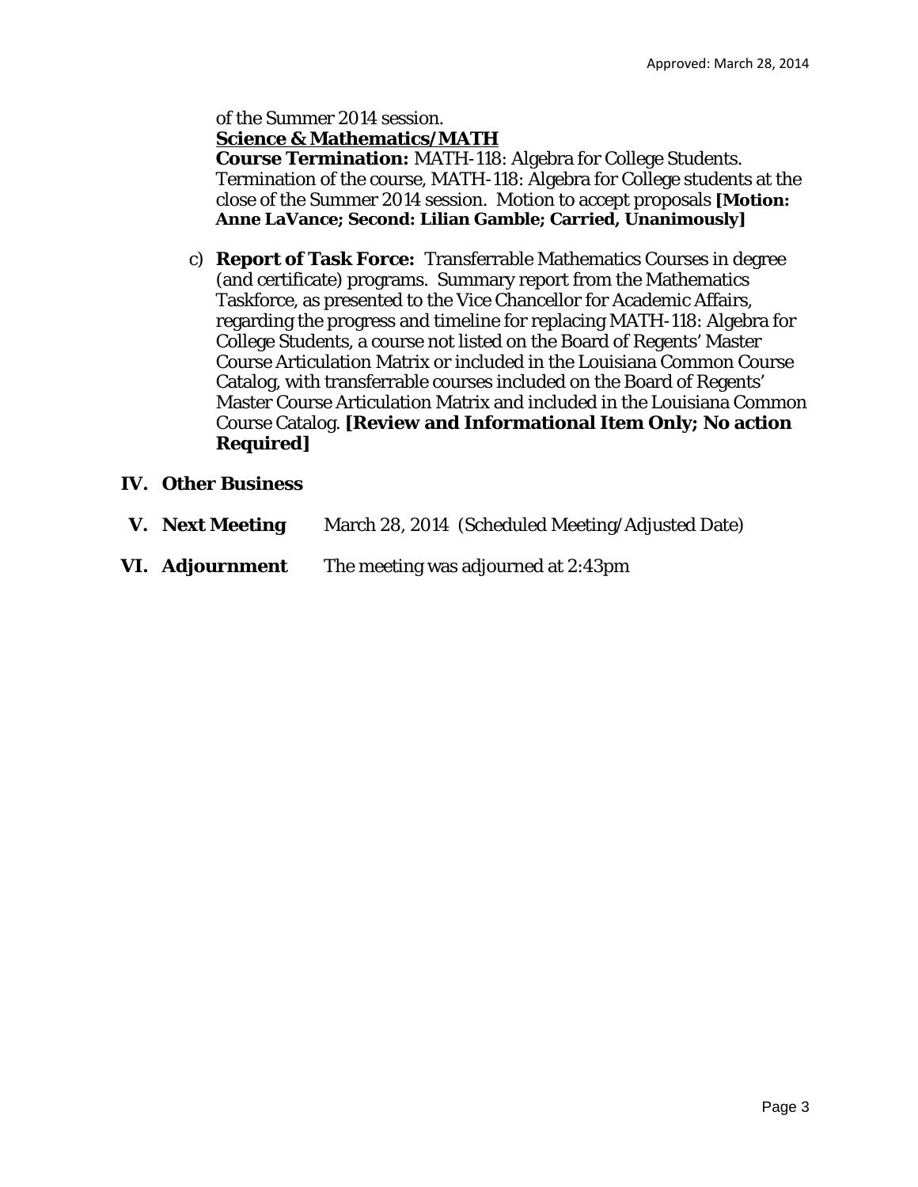of the Summer 2014 session.

**Science & Mathematics/MATH**

**Course Termination:** MATH-118: Algebra for College Students. Termination of the course, MATH-118: Algebra for College students at the close of the Summer 2014 session. Motion to accept proposals **[Motion: Anne LaVance; Second: Lilian Gamble; Carried, Unanimously]**

c) **Report of Task Force:** Transferrable Mathematics Courses in degree (and certificate) programs. Summary report from the Mathematics Taskforce, as presented to the Vice Chancellor for Academic Affairs, regarding the progress and timeline for replacing MATH-118: Algebra for College Students, a course not listed on the Board of Regents' Master Course Articulation Matrix or included in the Louisiana Common Course Catalog, with transferrable courses included on the Board of Regents' Master Course Articulation Matrix and included in the Louisiana Common Course Catalog. **[Review and Informational Item Only; No action Required]**

## IV. Other Business

## V. Next Meeting

March 28, 2014 (Scheduled Meeting/Adjusted Date)

## VI. Adjournment

The meeting was adjourned at 2:43pm